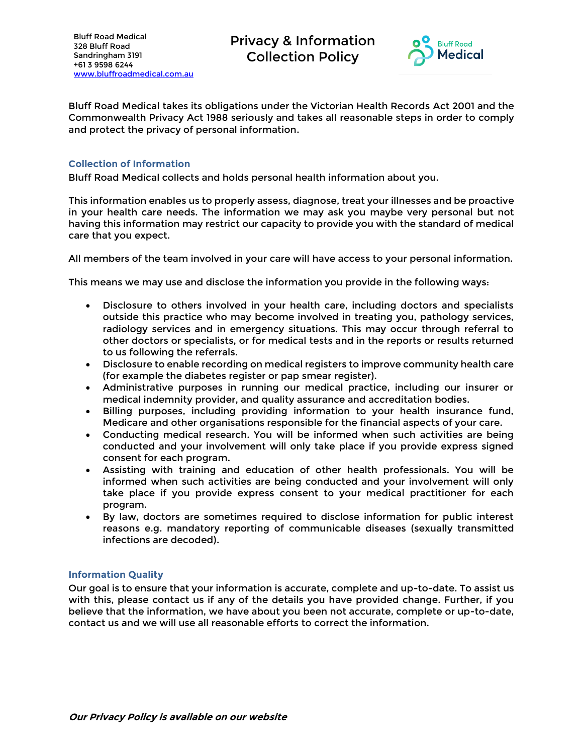Bluff Road Medical
328 Bluff Road
Sandringham 3191
+61 3 9598 6244
www.bluffroadmedical.com.au

# Privacy & Information Collection Policy

Bluff Road Medical takes its obligations under the Victorian Health Records Act 2001 and the Commonwealth Privacy Act 1988 seriously and takes all reasonable steps in order to comply and protect the privacy of personal information.

## Collection of Information

Bluff Road Medical collects and holds personal health information about you.

This information enables us to properly assess, diagnose, treat your illnesses and be proactive in your health care needs. The information we may ask you maybe very personal but not having this information may restrict our capacity to provide you with the standard of medical care that you expect.

All members of the team involved in your care will have access to your personal information.

This means we may use and disclose the information you provide in the following ways:

- Disclosure to others involved in your health care, including doctors and specialists outside this practice who may become involved in treating you, pathology services, radiology services and in emergency situations. This may occur through referral to other doctors or specialists, or for medical tests and in the reports or results returned to us following the referrals.
- Disclosure to enable recording on medical registers to improve community health care (for example the diabetes register or pap smear register).
- Administrative purposes in running our medical practice, including our insurer or medical indemnity provider, and quality assurance and accreditation bodies.
- Billing purposes, including providing information to your health insurance fund, Medicare and other organisations responsible for the financial aspects of your care.
- Conducting medical research. You will be informed when such activities are being conducted and your involvement will only take place if you provide express signed consent for each program.
- Assisting with training and education of other health professionals. You will be informed when such activities are being conducted and your involvement will only take place if you provide express consent to your medical practitioner for each program.
- By law, doctors are sometimes required to disclose information for public interest reasons e.g. mandatory reporting of communicable diseases (sexually transmitted infections are decoded).

## Information Quality

Our goal is to ensure that your information is accurate, complete and up-to-date. To assist us with this, please contact us if any of the details you have provided change. Further, if you believe that the information, we have about you been not accurate, complete or up-to-date, contact us and we will use all reasonable efforts to correct the information.

***Our Privacy Policy is available on our website***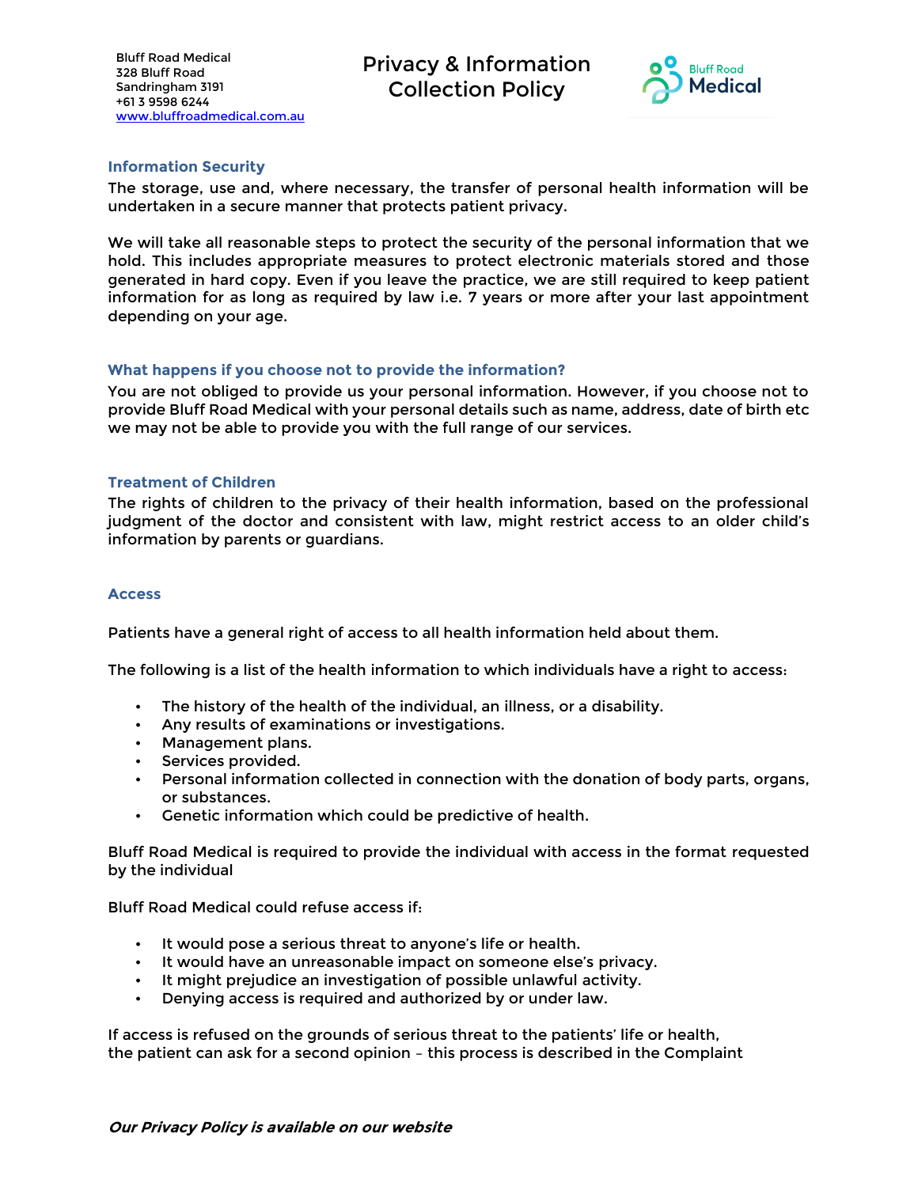## Information Security

The storage, use and, where necessary, the transfer of personal health information will be undertaken in a secure manner that protects patient privacy.

We will take all reasonable steps to protect the security of the personal information that we hold. This includes appropriate measures to protect electronic materials stored and those generated in hard copy. Even if you leave the practice, we are still required to keep patient information for as long as required by law i.e. 7 years or more after your last appointment depending on your age.

## What happens if you choose not to provide the information?

You are not obliged to provide us your personal information. However, if you choose not to provide Bluff Road Medical with your personal details such as name, address, date of birth etc we may not be able to provide you with the full range of our services.

## Treatment of Children

The rights of children to the privacy of their health information, based on the professional judgment of the doctor and consistent with law, might restrict access to an older child's information by parents or guardians.

## Access

Patients have a general right of access to all health information held about them.

The following is a list of the health information to which individuals have a right to access:

- The history of the health of the individual, an illness, or a disability.
- Any results of examinations or investigations.
- Management plans.
- Services provided.
- Personal information collected in connection with the donation of body parts, organs, or substances.
- Genetic information which could be predictive of health.

Bluff Road Medical is required to provide the individual with access in the format requested by the individual

Bluff Road Medical could refuse access if:

- It would pose a serious threat to anyone's life or health.
- It would have an unreasonable impact on someone else's privacy.
- It might prejudice an investigation of possible unlawful activity.
- Denying access is required and authorized by or under law.

If access is refused on the grounds of serious threat to the patients' life or health, the patient can ask for a second opinion – this process is described in the Complaint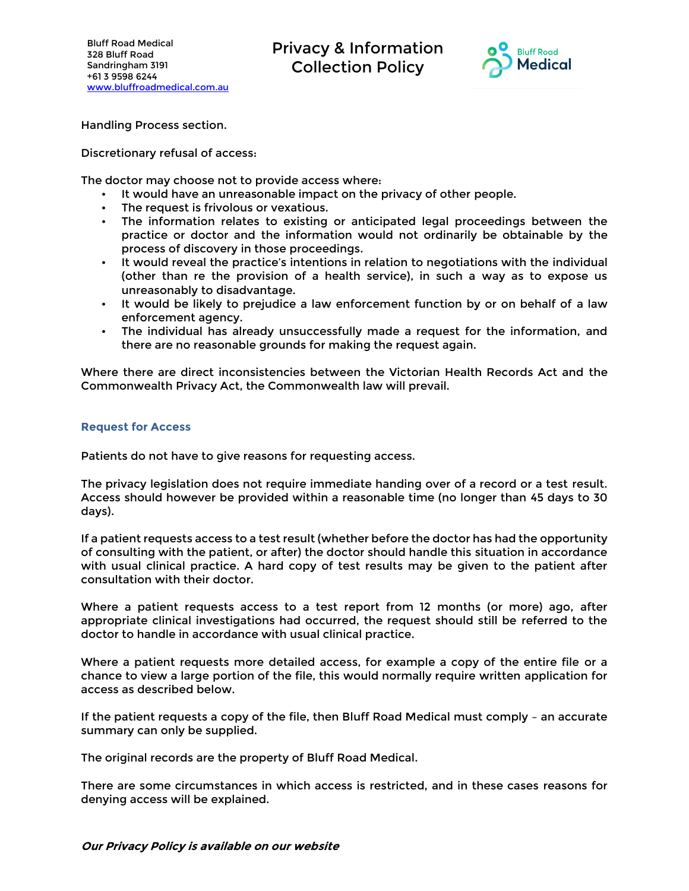Handling Process section.

Discretionary refusal of access:

The doctor may choose not to provide access where:

- It would have an unreasonable impact on the privacy of other people.
- The request is frivolous or vexatious.
- The information relates to existing or anticipated legal proceedings between the practice or doctor and the information would not ordinarily be obtainable by the process of discovery in those proceedings.
- It would reveal the practice's intentions in relation to negotiations with the individual (other than re the provision of a health service), in such a way as to expose us unreasonably to disadvantage.
- It would be likely to prejudice a law enforcement function by or on behalf of a law enforcement agency.
- The individual has already unsuccessfully made a request for the information, and there are no reasonable grounds for making the request again.

Where there are direct inconsistencies between the Victorian Health Records Act and the Commonwealth Privacy Act, the Commonwealth law will prevail.

## Request for Access

Patients do not have to give reasons for requesting access.

The privacy legislation does not require immediate handing over of a record or a test result. Access should however be provided within a reasonable time (no longer than 45 days to 30 days).

If a patient requests access to a test result (whether before the doctor has had the opportunity of consulting with the patient, or after) the doctor should handle this situation in accordance with usual clinical practice. A hard copy of test results may be given to the patient after consultation with their doctor.

Where a patient requests access to a test report from 12 months (or more) ago, after appropriate clinical investigations had occurred, the request should still be referred to the doctor to handle in accordance with usual clinical practice.

Where a patient requests more detailed access, for example a copy of the entire file or a chance to view a large portion of the file, this would normally require written application for access as described below.

If the patient requests a copy of the file, then Bluff Road Medical must comply – an accurate summary can only be supplied.

The original records are the property of Bluff Road Medical.

There are some circumstances in which access is restricted, and in these cases reasons for denying access will be explained.

***Our Privacy Policy is available on our website***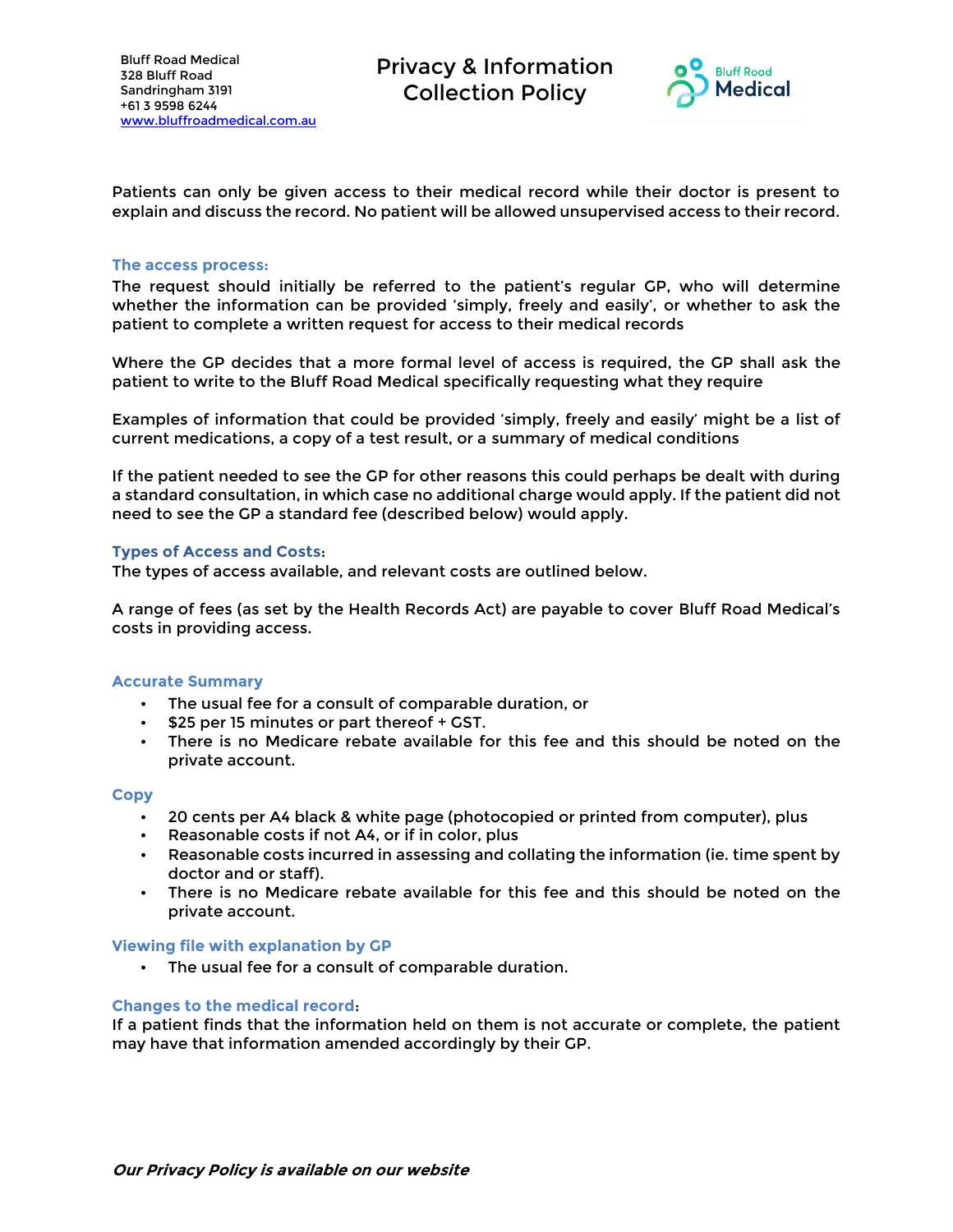Patients can only be given access to their medical record while their doctor is present to explain and discuss the record. No patient will be allowed unsupervised access to their record.

### The access process:

The request should initially be referred to the patient's regular GP, who will determine whether the information can be provided 'simply, freely and easily', or whether to ask the patient to complete a written request for access to their medical records

Where the GP decides that a more formal level of access is required, the GP shall ask the patient to write to the Bluff Road Medical specifically requesting what they require

Examples of information that could be provided 'simply, freely and easily' might be a list of current medications, a copy of a test result, or a summary of medical conditions

If the patient needed to see the GP for other reasons this could perhaps be dealt with during a standard consultation, in which case no additional charge would apply. If the patient did not need to see the GP a standard fee (described below) would apply.

### Types of Access and Costs:

The types of access available, and relevant costs are outlined below.

A range of fees (as set by the Health Records Act) are payable to cover Bluff Road Medical's costs in providing access.

### Accurate Summary

- The usual fee for a consult of comparable duration, or
- $25 per 15 minutes or part thereof + GST.
- There is no Medicare rebate available for this fee and this should be noted on the private account.

### Copy

- 20 cents per A4 black & white page (photocopied or printed from computer), plus
- Reasonable costs if not A4, or if in color, plus
- Reasonable costs incurred in assessing and collating the information (ie. time spent by doctor and or staff).
- There is no Medicare rebate available for this fee and this should be noted on the private account.

### Viewing file with explanation by GP

- The usual fee for a consult of comparable duration.

### Changes to the medical record:

If a patient finds that the information held on them is not accurate or complete, the patient may have that information amended accordingly by their GP.

***Our Privacy Policy is available on our website***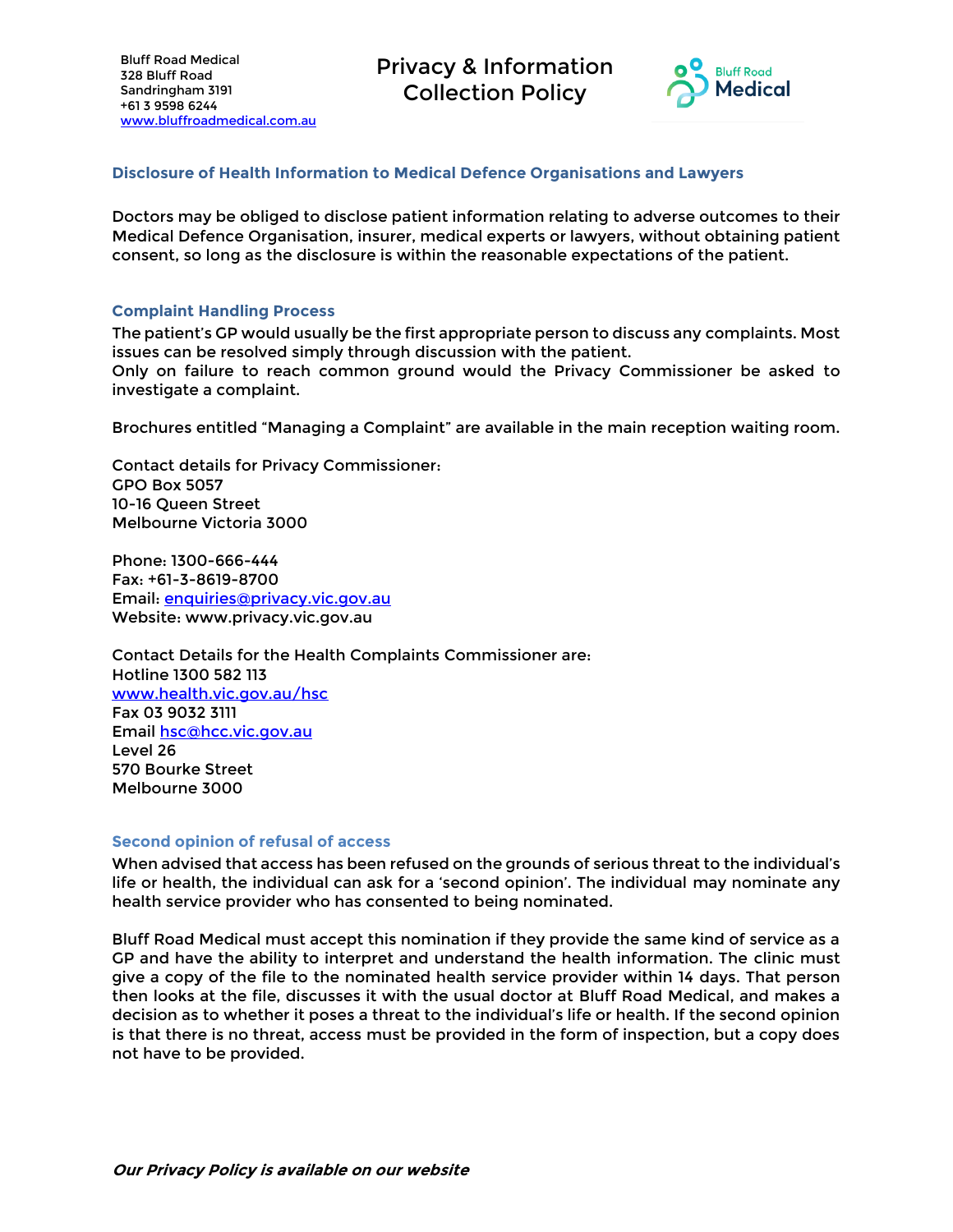## Disclosure of Health Information to Medical Defence Organisations and Lawyers

Doctors may be obliged to disclose patient information relating to adverse outcomes to their Medical Defence Organisation, insurer, medical experts or lawyers, without obtaining patient consent, so long as the disclosure is within the reasonable expectations of the patient.

## Complaint Handling Process

The patient's GP would usually be the first appropriate person to discuss any complaints. Most issues can be resolved simply through discussion with the patient.
Only on failure to reach common ground would the Privacy Commissioner be asked to investigate a complaint.

Brochures entitled "Managing a Complaint" are available in the main reception waiting room.

Contact details for Privacy Commissioner:
GPO Box 5057
10-16 Queen Street
Melbourne Victoria 3000

Phone: 1300-666-444
Fax: +61-3-8619-8700
Email: enquiries@privacy.vic.gov.au
Website: www.privacy.vic.gov.au

Contact Details for the Health Complaints Commissioner are:
Hotline 1300 582 113
www.health.vic.gov.au/hsc
Fax 03 9032 3111
Email hsc@hcc.vic.gov.au
Level 26
570 Bourke Street
Melbourne 3000

## Second opinion of refusal of access

When advised that access has been refused on the grounds of serious threat to the individual's life or health, the individual can ask for a 'second opinion'. The individual may nominate any health service provider who has consented to being nominated.

Bluff Road Medical must accept this nomination if they provide the same kind of service as a GP and have the ability to interpret and understand the health information. The clinic must give a copy of the file to the nominated health service provider within 14 days. That person then looks at the file, discusses it with the usual doctor at Bluff Road Medical, and makes a decision as to whether it poses a threat to the individual's life or health. If the second opinion is that there is no threat, access must be provided in the form of inspection, but a copy does not have to be provided.

***Our Privacy Policy is available on our website***